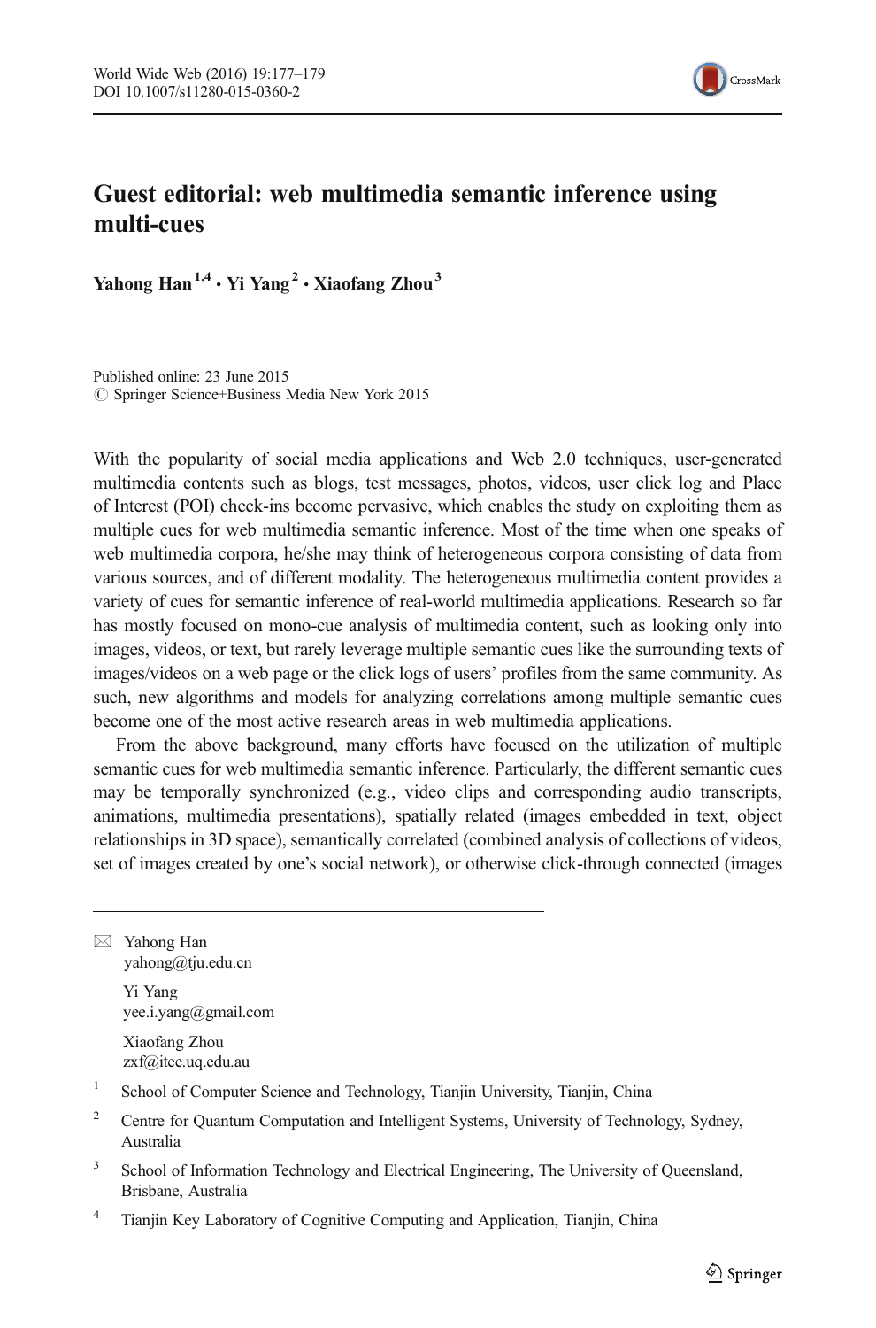# Guest editorial: web multimedia semantic inference using multi-cues

**Yahong Han** [1,4] **· Yi Yang** [2] **· Xiaofang Zhou** [3]

Published online: 23 June 2015
© Springer Science+Business Media New York 2015

With the popularity of social media applications and Web 2.0 techniques, user-generated multimedia contents such as blogs, test messages, photos, videos, user click log and Place of Interest (POI) check-ins become pervasive, which enables the study on exploiting them as multiple cues for web multimedia semantic inference. Most of the time when one speaks of web multimedia corpora, he/she may think of heterogeneous corpora consisting of data from various sources, and of different modality. The heterogeneous multimedia content provides a variety of cues for semantic inference of real-world multimedia applications. Research so far has mostly focused on mono-cue analysis of multimedia content, such as looking only into images, videos, or text, but rarely leverage multiple semantic cues like the surrounding texts of images/videos on a web page or the click logs of users' profiles from the same community. As such, new algorithms and models for analyzing correlations among multiple semantic cues become one of the most active research areas in web multimedia applications.

From the above background, many efforts have focused on the utilization of multiple semantic cues for web multimedia semantic inference. Particularly, the different semantic cues may be temporally synchronized (e.g., video clips and corresponding audio transcripts, animations, multimedia presentations), spatially related (images embedded in text, object relationships in 3D space), semantically correlated (combined analysis of collections of videos, set of images created by one's social network), or otherwise click-through connected (images

---

✉ Yahong Han
yahong@tju.edu.cn

Yi Yang
yee.i.yang@gmail.com

Xiaofang Zhou
zxf@itee.uq.edu.au

1 School of Computer Science and Technology, Tianjin University, Tianjin, China

2 Centre for Quantum Computation and Intelligent Systems, University of Technology, Sydney, Australia

3 School of Information Technology and Electrical Engineering, The University of Queensland, Brisbane, Australia

4 Tianjin Key Laboratory of Cognitive Computing and Application, Tianjin, China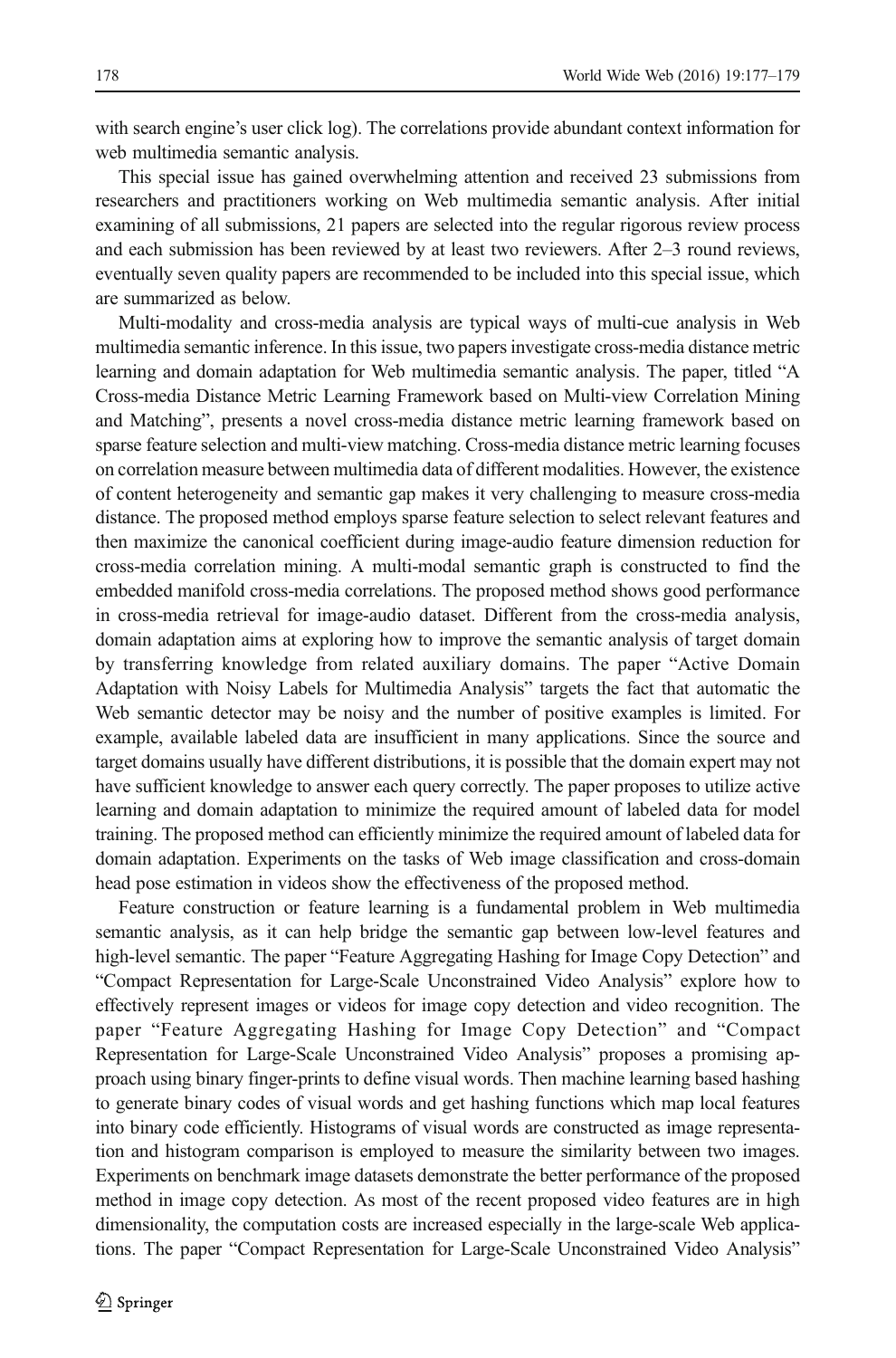with search engine's user click log). The correlations provide abundant context information for web multimedia semantic analysis.

This special issue has gained overwhelming attention and received 23 submissions from researchers and practitioners working on Web multimedia semantic analysis. After initial examining of all submissions, 21 papers are selected into the regular rigorous review process and each submission has been reviewed by at least two reviewers. After 2–3 round reviews, eventually seven quality papers are recommended to be included into this special issue, which are summarized as below.

Multi-modality and cross-media analysis are typical ways of multi-cue analysis in Web multimedia semantic inference. In this issue, two papers investigate cross-media distance metric learning and domain adaptation for Web multimedia semantic analysis. The paper, titled "A Cross-media Distance Metric Learning Framework based on Multi-view Correlation Mining and Matching", presents a novel cross-media distance metric learning framework based on sparse feature selection and multi-view matching. Cross-media distance metric learning focuses on correlation measure between multimedia data of different modalities. However, the existence of content heterogeneity and semantic gap makes it very challenging to measure cross-media distance. The proposed method employs sparse feature selection to select relevant features and then maximize the canonical coefficient during image-audio feature dimension reduction for cross-media correlation mining. A multi-modal semantic graph is constructed to find the embedded manifold cross-media correlations. The proposed method shows good performance in cross-media retrieval for image-audio dataset. Different from the cross-media analysis, domain adaptation aims at exploring how to improve the semantic analysis of target domain by transferring knowledge from related auxiliary domains. The paper "Active Domain Adaptation with Noisy Labels for Multimedia Analysis" targets the fact that automatic the Web semantic detector may be noisy and the number of positive examples is limited. For example, available labeled data are insufficient in many applications. Since the source and target domains usually have different distributions, it is possible that the domain expert may not have sufficient knowledge to answer each query correctly. The paper proposes to utilize active learning and domain adaptation to minimize the required amount of labeled data for model training. The proposed method can efficiently minimize the required amount of labeled data for domain adaptation. Experiments on the tasks of Web image classification and cross-domain head pose estimation in videos show the effectiveness of the proposed method.

Feature construction or feature learning is a fundamental problem in Web multimedia semantic analysis, as it can help bridge the semantic gap between low-level features and high-level semantic. The paper "Feature Aggregating Hashing for Image Copy Detection" and "Compact Representation for Large-Scale Unconstrained Video Analysis" explore how to effectively represent images or videos for image copy detection and video recognition. The paper "Feature Aggregating Hashing for Image Copy Detection" and "Compact Representation for Large-Scale Unconstrained Video Analysis" proposes a promising approach using binary finger-prints to define visual words. Then machine learning based hashing to generate binary codes of visual words and get hashing functions which map local features into binary code efficiently. Histograms of visual words are constructed as image representation and histogram comparison is employed to measure the similarity between two images. Experiments on benchmark image datasets demonstrate the better performance of the proposed method in image copy detection. As most of the recent proposed video features are in high dimensionality, the computation costs are increased especially in the large-scale Web applications. The paper "Compact Representation for Large-Scale Unconstrained Video Analysis"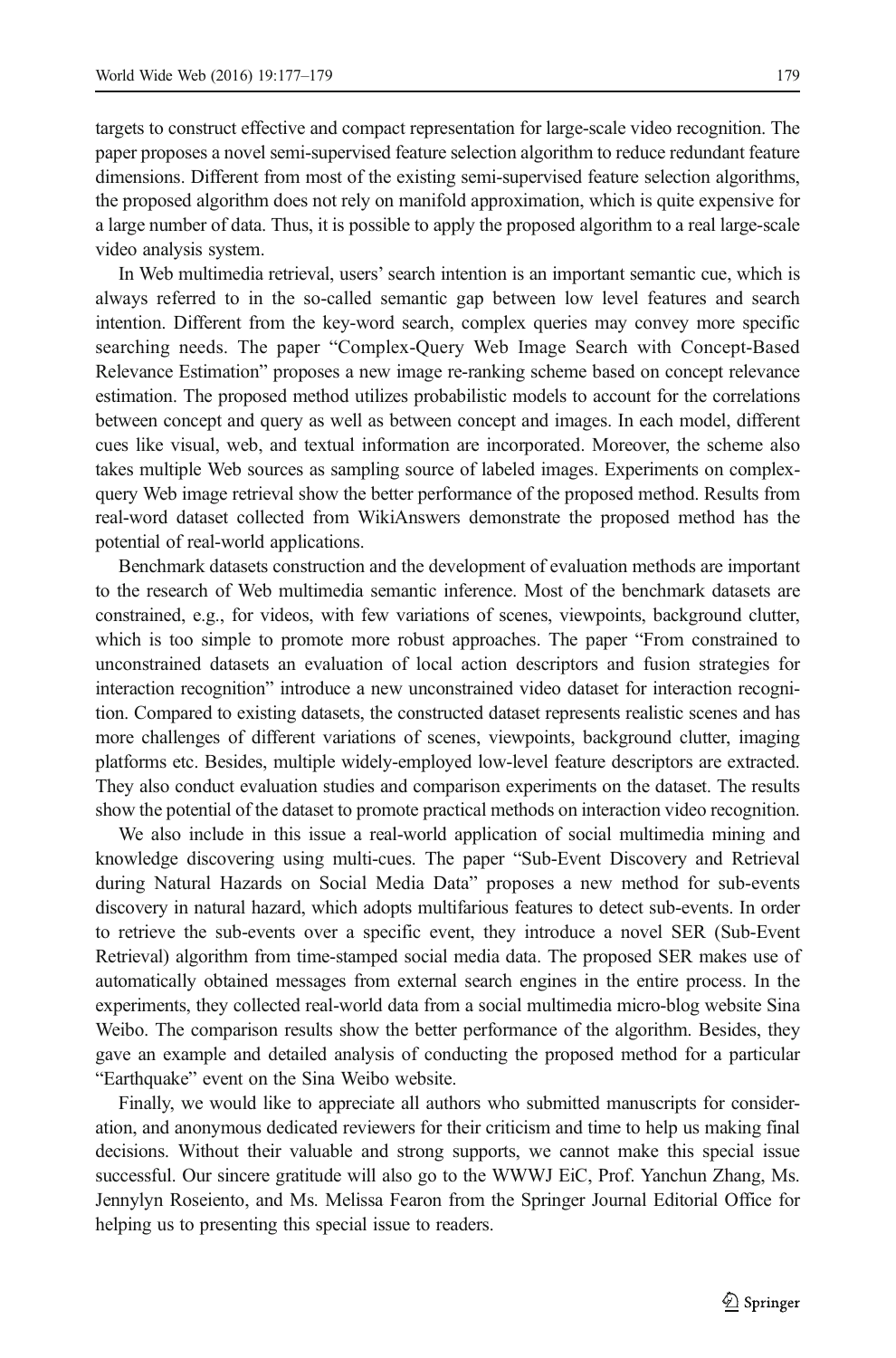targets to construct effective and compact representation for large-scale video recognition. The paper proposes a novel semi-supervised feature selection algorithm to reduce redundant feature dimensions. Different from most of the existing semi-supervised feature selection algorithms, the proposed algorithm does not rely on manifold approximation, which is quite expensive for a large number of data. Thus, it is possible to apply the proposed algorithm to a real large-scale video analysis system.

In Web multimedia retrieval, users' search intention is an important semantic cue, which is always referred to in the so-called semantic gap between low level features and search intention. Different from the key-word search, complex queries may convey more specific searching needs. The paper "Complex-Query Web Image Search with Concept-Based Relevance Estimation" proposes a new image re-ranking scheme based on concept relevance estimation. The proposed method utilizes probabilistic models to account for the correlations between concept and query as well as between concept and images. In each model, different cues like visual, web, and textual information are incorporated. Moreover, the scheme also takes multiple Web sources as sampling source of labeled images. Experiments on complex-query Web image retrieval show the better performance of the proposed method. Results from real-word dataset collected from WikiAnswers demonstrate the proposed method has the potential of real-world applications.

Benchmark datasets construction and the development of evaluation methods are important to the research of Web multimedia semantic inference. Most of the benchmark datasets are constrained, e.g., for videos, with few variations of scenes, viewpoints, background clutter, which is too simple to promote more robust approaches. The paper "From constrained to unconstrained datasets an evaluation of local action descriptors and fusion strategies for interaction recognition" introduce a new unconstrained video dataset for interaction recognition. Compared to existing datasets, the constructed dataset represents realistic scenes and has more challenges of different variations of scenes, viewpoints, background clutter, imaging platforms etc. Besides, multiple widely-employed low-level feature descriptors are extracted. They also conduct evaluation studies and comparison experiments on the dataset. The results show the potential of the dataset to promote practical methods on interaction video recognition.

We also include in this issue a real-world application of social multimedia mining and knowledge discovering using multi-cues. The paper "Sub-Event Discovery and Retrieval during Natural Hazards on Social Media Data" proposes a new method for sub-events discovery in natural hazard, which adopts multifarious features to detect sub-events. In order to retrieve the sub-events over a specific event, they introduce a novel SER (Sub-Event Retrieval) algorithm from time-stamped social media data. The proposed SER makes use of automatically obtained messages from external search engines in the entire process. In the experiments, they collected real-world data from a social multimedia micro-blog website Sina Weibo. The comparison results show the better performance of the algorithm. Besides, they gave an example and detailed analysis of conducting the proposed method for a particular "Earthquake" event on the Sina Weibo website.

Finally, we would like to appreciate all authors who submitted manuscripts for consideration, and anonymous dedicated reviewers for their criticism and time to help us making final decisions. Without their valuable and strong supports, we cannot make this special issue successful. Our sincere gratitude will also go to the WWWJ EiC, Prof. Yanchun Zhang, Ms. Jennylyn Roseiento, and Ms. Melissa Fearon from the Springer Journal Editorial Office for helping us to presenting this special issue to readers.